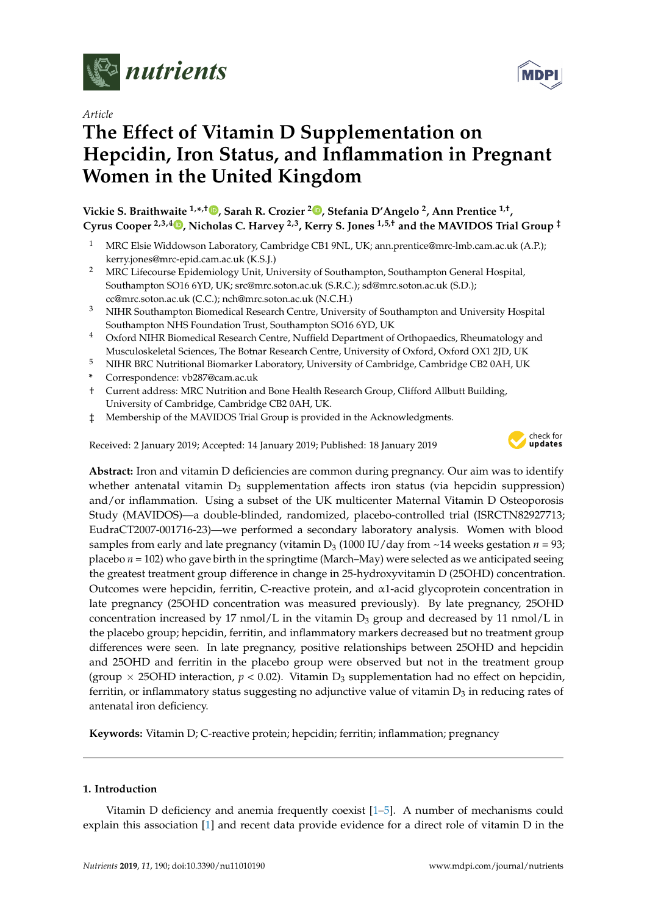*nutrients*

Article

# The Effect of Vitamin D Supplementation on Hepcidin, Iron Status, and Inflammation in Pregnant Women in the United Kingdom

**Vickie S. Braithwaite [1,*,†], Sarah R. Crozier [2], Stefania D'Angelo [2], Ann Prentice [1,†], Cyrus Cooper [2,3,4], Nicholas C. Harvey [2,3], Kerry S. Jones [1,5,†] and the MAVIDOS Trial Group [‡]**

1. MRC Elsie Widdowson Laboratory, Cambridge CB1 9NL, UK; ann.prentice@mrc-lmb.cam.ac.uk (A.P.); kerry.jones@mrc-epid.cam.ac.uk (K.S.J.)
2. MRC Lifecourse Epidemiology Unit, University of Southampton, Southampton General Hospital, Southampton SO16 6YD, UK; src@mrc.soton.ac.uk (S.R.C.); sd@mrc.soton.ac.uk (S.D.); cc@mrc.soton.ac.uk (C.C.); nch@mrc.soton.ac.uk (N.C.H.)
3. NIHR Southampton Biomedical Research Centre, University of Southampton and University Hospital Southampton NHS Foundation Trust, Southampton SO16 6YD, UK
4. Oxford NIHR Biomedical Research Centre, Nuffield Department of Orthopaedics, Rheumatology and Musculoskeletal Sciences, The Botnar Research Centre, University of Oxford, Oxford OX1 2JD, UK
5. NIHR BRC Nutritional Biomarker Laboratory, University of Cambridge, Cambridge CB2 0AH, UK

\* Correspondence: vb287@cam.ac.uk

† Current address: MRC Nutrition and Bone Health Research Group, Clifford Allbutt Building, University of Cambridge, Cambridge CB2 0AH, UK.

‡ Membership of the MAVIDOS Trial Group is provided in the Acknowledgments.

Received: 2 January 2019; Accepted: 14 January 2019; Published: 18 January 2019

**Abstract:** Iron and vitamin D deficiencies are common during pregnancy. Our aim was to identify whether antenatal vitamin $D_3$ supplementation affects iron status (via hepcidin suppression) and/or inflammation. Using a subset of the UK multicenter Maternal Vitamin D Osteoporosis Study (MAVIDOS)—a double-blinded, randomized, placebo-controlled trial (ISRCTN82927713; EudraCT2007-001716-23)—we performed a secondary laboratory analysis. Women with blood samples from early and late pregnancy (vitamin $D_3$ (1000 IU/day from ~14 weeks gestation $n$ = 93; placebo $n$ = 102) who gave birth in the springtime (March–May) were selected as we anticipated seeing the greatest treatment group difference in change in 25-hydroxyvitamin D (25OHD) concentration. Outcomes were hepcidin, ferritin, C-reactive protein, and α1-acid glycoprotein concentration in late pregnancy (25OHD concentration was measured previously). By late pregnancy, 25OHD concentration increased by 17 nmol/L in the vitamin $D_3$ group and decreased by 11 nmol/L in the placebo group; hepcidin, ferritin, and inflammatory markers decreased but no treatment group differences were seen. In late pregnancy, positive relationships between 25OHD and hepcidin and 25OHD and ferritin in the placebo group were observed but not in the treatment group (group × 25OHD interaction, $p < 0.02$). Vitamin $D_3$ supplementation had no effect on hepcidin, ferritin, or inflammatory status suggesting no adjunctive value of vitamin $D_3$ in reducing rates of antenatal iron deficiency.

**Keywords:** Vitamin D; C-reactive protein; hepcidin; ferritin; inflammation; pregnancy

## 1. Introduction

Vitamin D deficiency and anemia frequently coexist [1–5]. A number of mechanisms could explain this association [1] and recent data provide evidence for a direct role of vitamin D in the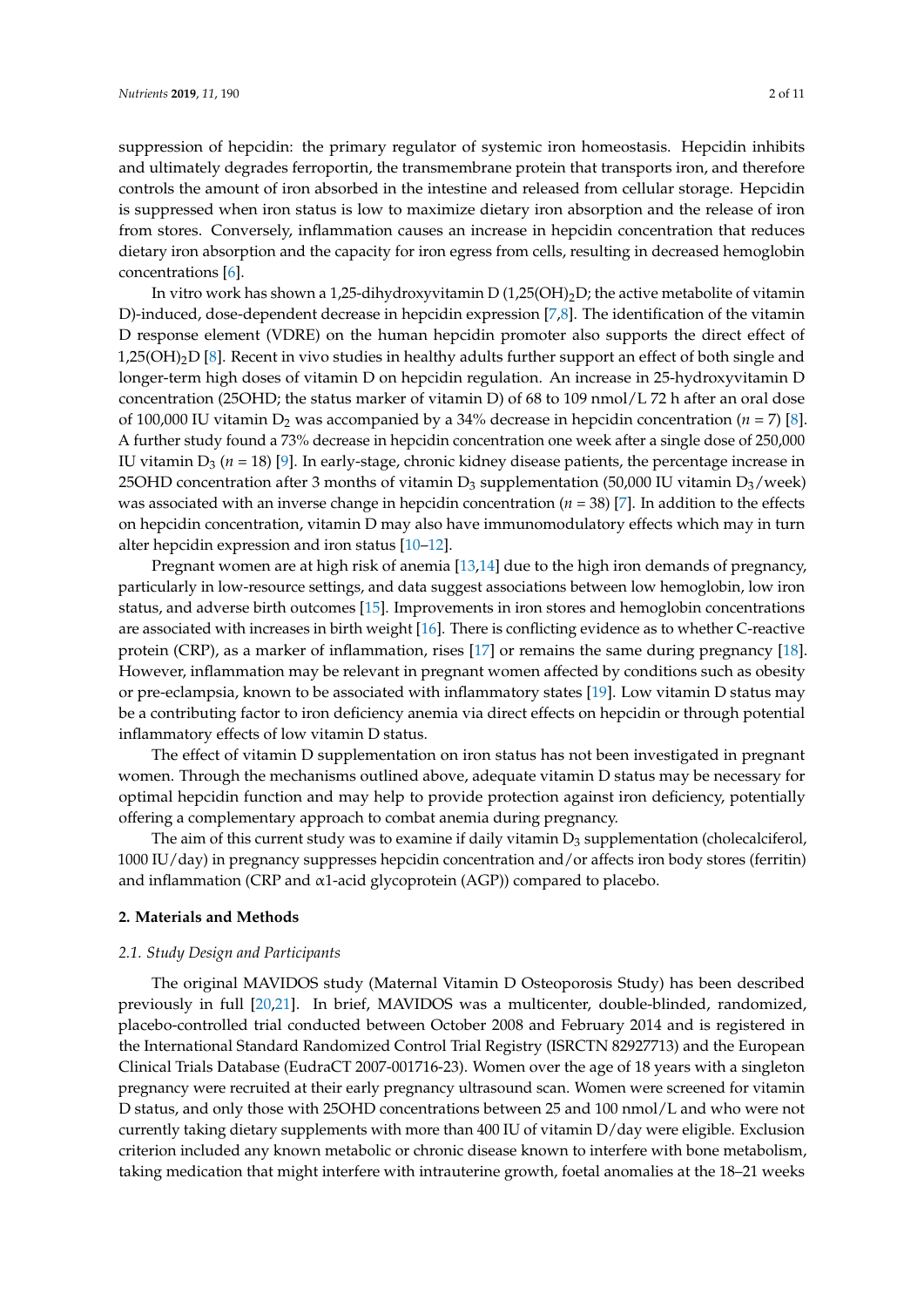suppression of hepcidin: the primary regulator of systemic iron homeostasis. Hepcidin inhibits and ultimately degrades ferroportin, the transmembrane protein that transports iron, and therefore controls the amount of iron absorbed in the intestine and released from cellular storage. Hepcidin is suppressed when iron status is low to maximize dietary iron absorption and the release of iron from stores. Conversely, inflammation causes an increase in hepcidin concentration that reduces dietary iron absorption and the capacity for iron egress from cells, resulting in decreased hemoglobin concentrations [6].

In vitro work has shown a 1,25-dihydroxyvitamin D (1,25(OH)$_2$D; the active metabolite of vitamin D)-induced, dose-dependent decrease in hepcidin expression [7,8]. The identification of the vitamin D response element (VDRE) on the human hepcidin promoter also supports the direct effect of 1,25(OH)$_2$D [8]. Recent in vivo studies in healthy adults further support an effect of both single and longer-term high doses of vitamin D on hepcidin regulation. An increase in 25-hydroxyvitamin D concentration (25OHD; the status marker of vitamin D) of 68 to 109 nmol/L 72 h after an oral dose of 100,000 IU vitamin $D_2$ was accompanied by a 34% decrease in hepcidin concentration ($n = 7$) [8]. A further study found a 73% decrease in hepcidin concentration one week after a single dose of 250,000 IU vitamin $D_3$ ($n = 18$) [9]. In early-stage, chronic kidney disease patients, the percentage increase in 25OHD concentration after 3 months of vitamin $D_3$ supplementation (50,000 IU vitamin $D_3$/week) was associated with an inverse change in hepcidin concentration ($n = 38$) [7]. In addition to the effects on hepcidin concentration, vitamin D may also have immunomodulatory effects which may in turn alter hepcidin expression and iron status [10–12].

Pregnant women are at high risk of anemia [13,14] due to the high iron demands of pregnancy, particularly in low-resource settings, and data suggest associations between low hemoglobin, low iron status, and adverse birth outcomes [15]. Improvements in iron stores and hemoglobin concentrations are associated with increases in birth weight [16]. There is conflicting evidence as to whether C-reactive protein (CRP), as a marker of inflammation, rises [17] or remains the same during pregnancy [18]. However, inflammation may be relevant in pregnant women affected by conditions such as obesity or pre-eclampsia, known to be associated with inflammatory states [19]. Low vitamin D status may be a contributing factor to iron deficiency anemia via direct effects on hepcidin or through potential inflammatory effects of low vitamin D status.

The effect of vitamin D supplementation on iron status has not been investigated in pregnant women. Through the mechanisms outlined above, adequate vitamin D status may be necessary for optimal hepcidin function and may help to provide protection against iron deficiency, potentially offering a complementary approach to combat anemia during pregnancy.

The aim of this current study was to examine if daily vitamin $D_3$ supplementation (cholecalciferol, 1000 IU/day) in pregnancy suppresses hepcidin concentration and/or affects iron body stores (ferritin) and inflammation (CRP and $\alpha$1-acid glycoprotein (AGP)) compared to placebo.

## 2. Materials and Methods

### *2.1. Study Design and Participants*

The original MAVIDOS study (Maternal Vitamin D Osteoporosis Study) has been described previously in full [20,21]. In brief, MAVIDOS was a multicenter, double-blinded, randomized, placebo-controlled trial conducted between October 2008 and February 2014 and is registered in the International Standard Randomized Control Trial Registry (ISRCTN 82927713) and the European Clinical Trials Database (EudraCT 2007-001716-23). Women over the age of 18 years with a singleton pregnancy were recruited at their early pregnancy ultrasound scan. Women were screened for vitamin D status, and only those with 25OHD concentrations between 25 and 100 nmol/L and who were not currently taking dietary supplements with more than 400 IU of vitamin D/day were eligible. Exclusion criterion included any known metabolic or chronic disease known to interfere with bone metabolism, taking medication that might interfere with intrauterine growth, foetal anomalies at the 18–21 weeks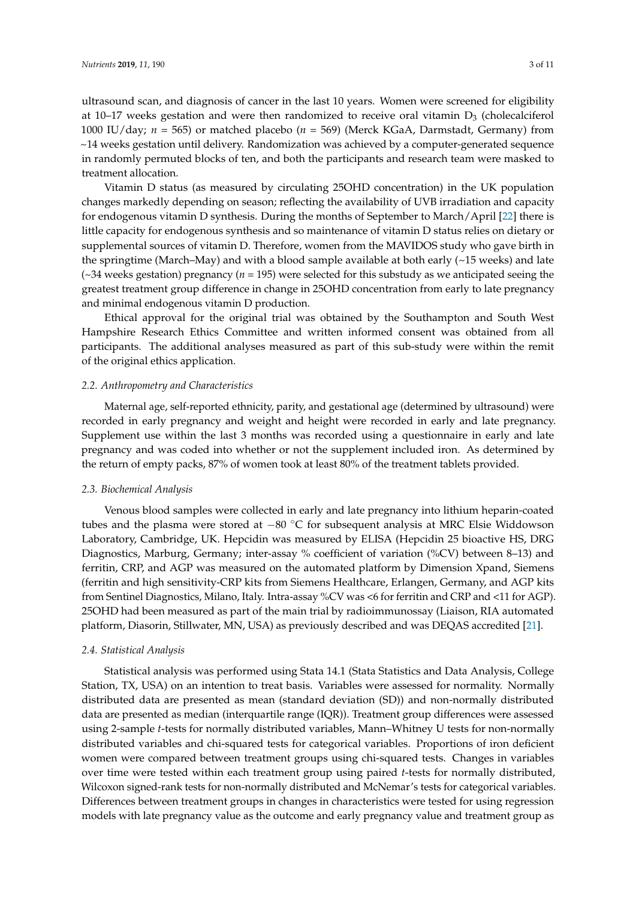ultrasound scan, and diagnosis of cancer in the last 10 years. Women were screened for eligibility at 10–17 weeks gestation and were then randomized to receive oral vitamin $D_3$ (cholecalciferol 1000 IU/day; *n* = 565) or matched placebo (*n* = 569) (Merck KGaA, Darmstadt, Germany) from ~14 weeks gestation until delivery. Randomization was achieved by a computer-generated sequence in randomly permuted blocks of ten, and both the participants and research team were masked to treatment allocation.

Vitamin D status (as measured by circulating 25OHD concentration) in the UK population changes markedly depending on season; reflecting the availability of UVB irradiation and capacity for endogenous vitamin D synthesis. During the months of September to March/April [22] there is little capacity for endogenous synthesis and so maintenance of vitamin D status relies on dietary or supplemental sources of vitamin D. Therefore, women from the MAVIDOS study who gave birth in the springtime (March–May) and with a blood sample available at both early (~15 weeks) and late (~34 weeks gestation) pregnancy (*n* = 195) were selected for this substudy as we anticipated seeing the greatest treatment group difference in change in 25OHD concentration from early to late pregnancy and minimal endogenous vitamin D production.

Ethical approval for the original trial was obtained by the Southampton and South West Hampshire Research Ethics Committee and written informed consent was obtained from all participants. The additional analyses measured as part of this sub-study were within the remit of the original ethics application.

### *2.2. Anthropometry and Characteristics*

Maternal age, self-reported ethnicity, parity, and gestational age (determined by ultrasound) were recorded in early pregnancy and weight and height were recorded in early and late pregnancy. Supplement use within the last 3 months was recorded using a questionnaire in early and late pregnancy and was coded into whether or not the supplement included iron. As determined by the return of empty packs, 87% of women took at least 80% of the treatment tablets provided.

### *2.3. Biochemical Analysis*

Venous blood samples were collected in early and late pregnancy into lithium heparin-coated tubes and the plasma were stored at −80 °C for subsequent analysis at MRC Elsie Widdowson Laboratory, Cambridge, UK. Hepcidin was measured by ELISA (Hepcidin 25 bioactive HS, DRG Diagnostics, Marburg, Germany; inter-assay % coefficient of variation (%CV) between 8–13) and ferritin, CRP, and AGP was measured on the automated platform by Dimension Xpand, Siemens (ferritin and high sensitivity-CRP kits from Siemens Healthcare, Erlangen, Germany, and AGP kits from Sentinel Diagnostics, Milano, Italy. Intra-assay %CV was <6 for ferritin and CRP and <11 for AGP). 25OHD had been measured as part of the main trial by radioimmunossay (Liaison, RIA automated platform, Diasorin, Stillwater, MN, USA) as previously described and was DEQAS accredited [21].

### *2.4. Statistical Analysis*

Statistical analysis was performed using Stata 14.1 (Stata Statistics and Data Analysis, College Station, TX, USA) on an intention to treat basis. Variables were assessed for normality. Normally distributed data are presented as mean (standard deviation (SD)) and non-normally distributed data are presented as median (interquartile range (IQR)). Treatment group differences were assessed using 2-sample *t*-tests for normally distributed variables, Mann–Whitney U tests for non-normally distributed variables and chi-squared tests for categorical variables. Proportions of iron deficient women were compared between treatment groups using chi-squared tests. Changes in variables over time were tested within each treatment group using paired *t*-tests for normally distributed, Wilcoxon signed-rank tests for non-normally distributed and McNemar's tests for categorical variables. Differences between treatment groups in changes in characteristics were tested for using regression models with late pregnancy value as the outcome and early pregnancy value and treatment group as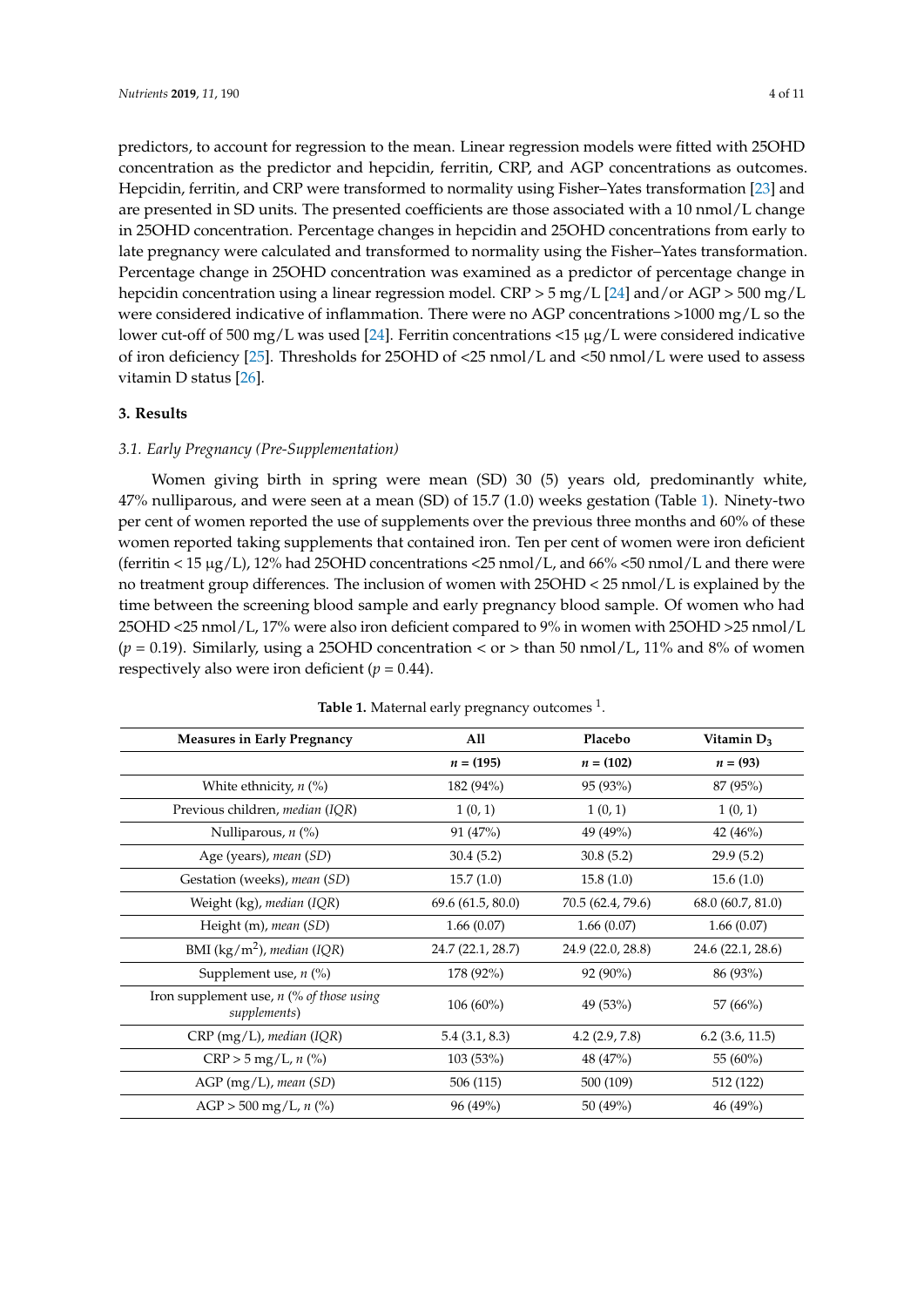predictors, to account for regression to the mean. Linear regression models were fitted with 25OHD concentration as the predictor and hepcidin, ferritin, CRP, and AGP concentrations as outcomes. Hepcidin, ferritin, and CRP were transformed to normality using Fisher–Yates transformation [23] and are presented in SD units. The presented coefficients are those associated with a 10 nmol/L change in 25OHD concentration. Percentage changes in hepcidin and 25OHD concentrations from early to late pregnancy were calculated and transformed to normality using the Fisher–Yates transformation. Percentage change in 25OHD concentration was examined as a predictor of percentage change in hepcidin concentration using a linear regression model. CRP > 5 mg/L [24] and/or AGP > 500 mg/L were considered indicative of inflammation. There were no AGP concentrations >1000 mg/L so the lower cut-off of 500 mg/L was used [24]. Ferritin concentrations <15 μg/L were considered indicative of iron deficiency [25]. Thresholds for 25OHD of <25 nmol/L and <50 nmol/L were used to assess vitamin D status [26].

## 3. Results

### 3.1. Early Pregnancy (Pre-Supplementation)

Women giving birth in spring were mean (SD) 30 (5) years old, predominantly white, 47% nulliparous, and were seen at a mean (SD) of 15.7 (1.0) weeks gestation (Table 1). Ninety-two per cent of women reported the use of supplements over the previous three months and 60% of these women reported taking supplements that contained iron. Ten per cent of women were iron deficient (ferritin < 15 μg/L), 12% had 25OHD concentrations <25 nmol/L, and 66% <50 nmol/L and there were no treatment group differences. The inclusion of women with 25OHD < 25 nmol/L is explained by the time between the screening blood sample and early pregnancy blood sample. Of women who had 25OHD <25 nmol/L, 17% were also iron deficient compared to 9% in women with 25OHD >25 nmol/L ($p = 0.19$). Similarly, using a 25OHD concentration < or > than 50 nmol/L, 11% and 8% of women respectively also were iron deficient ($p = 0.44$).

**Table 1.** Maternal early pregnancy outcomes [1].

| Measures in Early Pregnancy | All | Placebo | Vitamin $D_3$ |
|---|---|---|---|
| | ***n* = (195)** | ***n* = (102)** | ***n* = (93)** |
| White ethnicity, *n* (%) | 182 (94%) | 95 (93%) | 87 (95%) |
| Previous children, *median* (*IQR*) | 1 (0, 1) | 1 (0, 1) | 1 (0, 1) |
| Nulliparous, *n* (%) | 91 (47%) | 49 (49%) | 42 (46%) |
| Age (years), *mean* (*SD*) | 30.4 (5.2) | 30.8 (5.2) | 29.9 (5.2) |
| Gestation (weeks), *mean* (*SD*) | 15.7 (1.0) | 15.8 (1.0) | 15.6 (1.0) |
| Weight (kg), *median* (*IQR*) | 69.6 (61.5, 80.0) | 70.5 (62.4, 79.6) | 68.0 (60.7, 81.0) |
| Height (m), *mean* (*SD*) | 1.66 (0.07) | 1.66 (0.07) | 1.66 (0.07) |
| BMI (kg/m$^2$), *median* (*IQR*) | 24.7 (22.1, 28.7) | 24.9 (22.0, 28.8) | 24.6 (22.1, 28.6) |
| Supplement use, *n* (%) | 178 (92%) | 92 (90%) | 86 (93%) |
| Iron supplement use, *n* (% *of those using supplements*) | 106 (60%) | 49 (53%) | 57 (66%) |
| CRP (mg/L), *median* (*IQR*) | 5.4 (3.1, 8.3) | 4.2 (2.9, 7.8) | 6.2 (3.6, 11.5) |
| CRP > 5 mg/L, *n* (%) | 103 (53%) | 48 (47%) | 55 (60%) |
| AGP (mg/L), *mean* (*SD*) | 506 (115) | 500 (109) | 512 (122) |
| AGP > 500 mg/L, *n* (%) | 96 (49%) | 50 (49%) | 46 (49%) |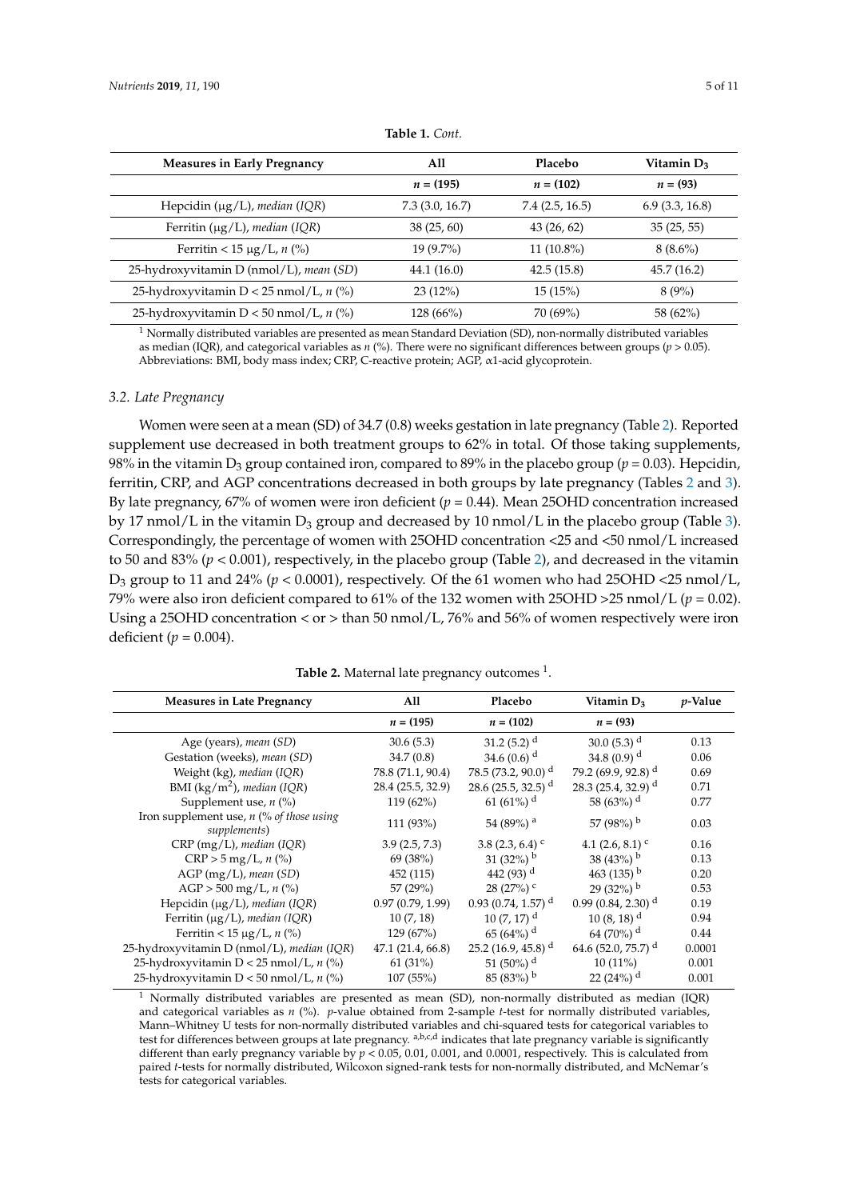**Table 1.** *Cont.*

| Measures in Early Pregnancy | All | Placebo | Vitamin $D_3$ |
|---|---|---|---|
| | $n$ = (195) | $n$ = (102) | $n$ = (93) |
| Hepcidin (μg/L), *median (IQR)* | 7.3 (3.0, 16.7) | 7.4 (2.5, 16.5) | 6.9 (3.3, 16.8) |
| Ferritin (μg/L), *median (IQR)* | 38 (25, 60) | 43 (26, 62) | 35 (25, 55) |
| Ferritin < 15 μg/L, *n (%)* | 19 (9.7%) | 11 (10.8%) | 8 (8.6%) |
| 25-hydroxyvitamin D (nmol/L), *mean (SD)* | 44.1 (16.0) | 42.5 (15.8) | 45.7 (16.2) |
| 25-hydroxyvitamin D < 25 nmol/L, *n (%)* | 23 (12%) | 15 (15%) | 8 (9%) |
| 25-hydroxyvitamin D < 50 nmol/L, *n (%)* | 128 (66%) | 70 (69%) | 58 (62%) |

[1] Normally distributed variables are presented as mean Standard Deviation (SD), non-normally distributed variables as median (IQR), and categorical variables as *n* (%). There were no significant differences between groups ($p > 0.05$). Abbreviations: BMI, body mass index; CRP, C-reactive protein; AGP, α1-acid glycoprotein.

### 3.2. Late Pregnancy

Women were seen at a mean (SD) of 34.7 (0.8) weeks gestation in late pregnancy (Table 2). Reported supplement use decreased in both treatment groups to 62% in total. Of those taking supplements, 98% in the vitamin $D_3$ group contained iron, compared to 89% in the placebo group ($p = 0.03$). Hepcidin, ferritin, CRP, and AGP concentrations decreased in both groups by late pregnancy (Tables 2 and 3). By late pregnancy, 67% of women were iron deficient ($p = 0.44$). Mean 25OHD concentration increased by 17 nmol/L in the vitamin $D_3$ group and decreased by 10 nmol/L in the placebo group (Table 3). Correspondingly, the percentage of women with 25OHD concentration <25 and <50 nmol/L increased to 50 and 83% ($p < 0.001$), respectively, in the placebo group (Table 2), and decreased in the vitamin $D_3$ group to 11 and 24% ($p < 0.0001$), respectively. Of the 61 women who had 25OHD <25 nmol/L, 79% were also iron deficient compared to 61% of the 132 women with 25OHD >25 nmol/L ($p = 0.02$). Using a 25OHD concentration < or > than 50 nmol/L, 76% and 56% of women respectively were iron deficient ($p = 0.004$).

**Table 2.** Maternal late pregnancy outcomes [1].

| Measures in Late Pregnancy | All | Placebo | Vitamin $D_3$ | $p$-Value |
|---|---|---|---|---|
| | $n$ = (195) | $n$ = (102) | $n$ = (93) | |
| Age (years), *mean (SD)* | 30.6 (5.3) | 31.2 (5.2) [d] | 30.0 (5.3) [d] | 0.13 |
| Gestation (weeks), *mean (SD)* | 34.7 (0.8) | 34.6 (0.6) [d] | 34.8 (0.9) [d] | 0.06 |
| Weight (kg), *median (IQR)* | 78.8 (71.1, 90.4) | 78.5 (73.2, 90.0) [d] | 79.2 (69.9, 92.8) [d] | 0.69 |
| BMI (kg/m$^2$), *median (IQR)* | 28.4 (25.5, 32.9) | 28.6 (25.5, 32.5) [d] | 28.3 (25.4, 32.9) [d] | 0.71 |
| Supplement use, *n (%)* | 119 (62%) | 61 (61%) [d] | 58 (63%) [d] | 0.77 |
| Iron supplement use, *n (% of those using supplements)* | 111 (93%) | 54 (89%) [a] | 57 (98%) [b] | 0.03 |
| CRP (mg/L), *median (IQR)* | 3.9 (2.5, 7.3) | 3.8 (2.3, 6.4) [c] | 4.1 (2.6, 8.1) [c] | 0.16 |
| CRP > 5 mg/L, *n (%)* | 69 (38%) | 31 (32%) [b] | 38 (43%) [b] | 0.13 |
| AGP (mg/L), *mean (SD)* | 452 (115) | 442 (93) [d] | 463 (135) [b] | 0.20 |
| AGP > 500 mg/L, *n (%)* | 57 (29%) | 28 (27%) [c] | 29 (32%) [b] | 0.53 |
| Hepcidin (μg/L), *median (IQR)* | 0.97 (0.79, 1.99) | 0.93 (0.74, 1.57) [d] | 0.99 (0.84, 2.30) [d] | 0.19 |
| Ferritin (μg/L), *median (IQR)* | 10 (7, 18) | 10 (7, 17) [d] | 10 (8, 18) [d] | 0.94 |
| Ferritin < 15 μg/L, *n (%)* | 129 (67%) | 65 (64%) [d] | 64 (70%) [d] | 0.44 |
| 25-hydroxyvitamin D (nmol/L), *median (IQR)* | 47.1 (21.4, 66.8) | 25.2 (16.9, 45.8) [d] | 64.6 (52.0, 75.7) [d] | 0.0001 |
| 25-hydroxyvitamin D < 25 nmol/L, *n (%)* | 61 (31%) | 51 (50%) [d] | 10 (11%) | 0.001 |
| 25-hydroxyvitamin D < 50 nmol/L, *n (%)* | 107 (55%) | 85 (83%) [b] | 22 (24%) [d] | 0.001 |

[1] Normally distributed variables are presented as mean (SD), non-normally distributed as median (IQR) and categorical variables as *n* (%). *p*-value obtained from 2-sample *t*-test for normally distributed variables, Mann–Whitney U tests for non-normally distributed variables and chi-squared tests for categorical variables to test for differences between groups at late pregnancy. [a,b,c,d] indicates that late pregnancy variable is significantly different than early pregnancy variable by $p < 0.05$, 0.01, 0.001, and 0.0001, respectively. This is calculated from paired *t*-tests for normally distributed, Wilcoxon signed-rank tests for non-normally distributed, and McNemar's tests for categorical variables.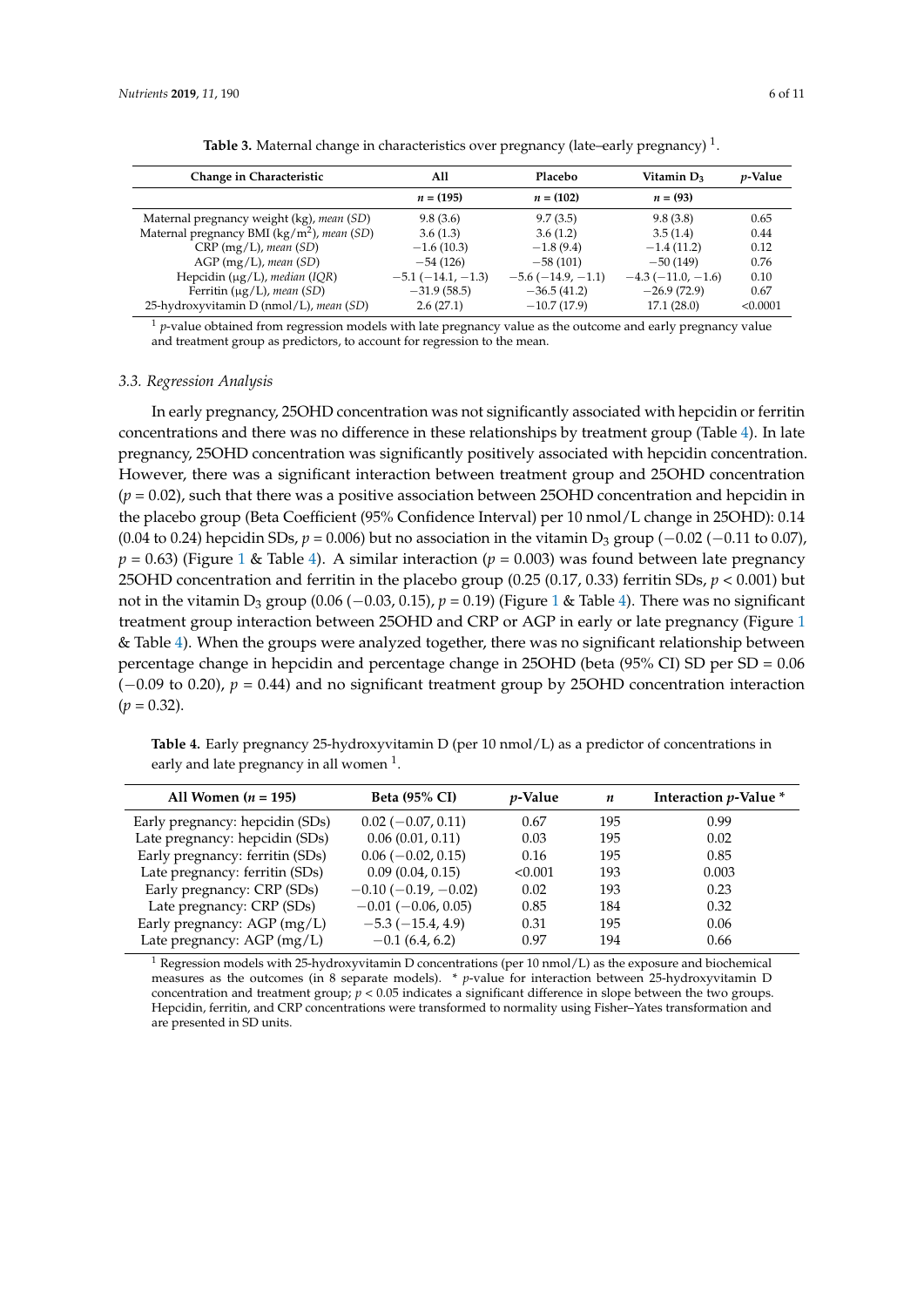**Table 3.** Maternal change in characteristics over pregnancy (late–early pregnancy) [1].

| Change in Characteristic | All | Placebo | Vitamin $D_3$ | *p*-Value |
|---|---|---|---|---|
| | *n* = (195) | *n* = (102) | *n* = (93) | |
| Maternal pregnancy weight (kg), *mean (SD)* | 9.8 (3.6) | 9.7 (3.5) | 9.8 (3.8) | 0.65 |
| Maternal pregnancy BMI (kg/m$^2$), *mean (SD)* | 3.6 (1.3) | 3.6 (1.2) | 3.5 (1.4) | 0.44 |
| CRP (mg/L), *mean (SD)* | −1.6 (10.3) | −1.8 (9.4) | −1.4 (11.2) | 0.12 |
| AGP (mg/L), *mean (SD)* | −54 (126) | −58 (101) | −50 (149) | 0.76 |
| Hepcidin (µg/L), *median (IQR)* | −5.1 (−14.1, −1.3) | −5.6 (−14.9, −1.1) | −4.3 (−11.0, −1.6) | 0.10 |
| Ferritin (µg/L), *mean (SD)* | −31.9 (58.5) | −36.5 (41.2) | −26.9 (72.9) | 0.67 |
| 25-hydroxyvitamin D (nmol/L), *mean (SD)* | 2.6 (27.1) | −10.7 (17.9) | 17.1 (28.0) | <0.0001 |

[1] *p*-value obtained from regression models with late pregnancy value as the outcome and early pregnancy value and treatment group as predictors, to account for regression to the mean.

### 3.3. Regression Analysis

In early pregnancy, 25OHD concentration was not significantly associated with hepcidin or ferritin concentrations and there was no difference in these relationships by treatment group (Table 4). In late pregnancy, 25OHD concentration was significantly positively associated with hepcidin concentration. However, there was a significant interaction between treatment group and 25OHD concentration ($p = 0.02$), such that there was a positive association between 25OHD concentration and hepcidin in the placebo group (Beta Coefficient (95% Confidence Interval) per 10 nmol/L change in 25OHD): 0.14 (0.04 to 0.24) hepcidin SDs, $p = 0.006$) but no association in the vitamin $D_3$ group (−0.02 (−0.11 to 0.07), $p = 0.63$) (Figure 1 & Table 4). A similar interaction ($p = 0.003$) was found between late pregnancy 25OHD concentration and ferritin in the placebo group (0.25 (0.17, 0.33) ferritin SDs, $p < 0.001$) but not in the vitamin $D_3$ group (0.06 (−0.03, 0.15), $p = 0.19$) (Figure 1 & Table 4). There was no significant treatment group interaction between 25OHD and CRP or AGP in early or late pregnancy (Figure 1 & Table 4). When the groups were analyzed together, there was no significant relationship between percentage change in hepcidin and percentage change in 25OHD (beta (95% CI) SD per SD = 0.06 (−0.09 to 0.20), $p = 0.44$) and no significant treatment group by 25OHD concentration interaction ($p = 0.32$).

**Table 4.** Early pregnancy 25-hydroxyvitamin D (per 10 nmol/L) as a predictor of concentrations in early and late pregnancy in all women [1].

| All Women (*n* = 195) | Beta (95% CI) | *p*-Value | *n* | Interaction *p*-Value * |
|---|---|---|---|---|
| Early pregnancy: hepcidin (SDs) | 0.02 (−0.07, 0.11) | 0.67 | 195 | 0.99 |
| Late pregnancy: hepcidin (SDs) | 0.06 (0.01, 0.11) | 0.03 | 195 | 0.02 |
| Early pregnancy: ferritin (SDs) | 0.06 (−0.02, 0.15) | 0.16 | 195 | 0.85 |
| Late pregnancy: ferritin (SDs) | 0.09 (0.04, 0.15) | <0.001 | 193 | 0.003 |
| Early pregnancy: CRP (SDs) | −0.10 (−0.19, −0.02) | 0.02 | 193 | 0.23 |
| Late pregnancy: CRP (SDs) | −0.01 (−0.06, 0.05) | 0.85 | 184 | 0.32 |
| Early pregnancy: AGP (mg/L) | −5.3 (−15.4, 4.9) | 0.31 | 195 | 0.06 |
| Late pregnancy: AGP (mg/L) | −0.1 (6.4, 6.2) | 0.97 | 194 | 0.66 |

[1] Regression models with 25-hydroxyvitamin D concentrations (per 10 nmol/L) as the exposure and biochemical measures as the outcomes (in 8 separate models). * *p*-value for interaction between 25-hydroxyvitamin D concentration and treatment group; $p < 0.05$ indicates a significant difference in slope between the two groups. Hepcidin, ferritin, and CRP concentrations were transformed to normality using Fisher–Yates transformation and are presented in SD units.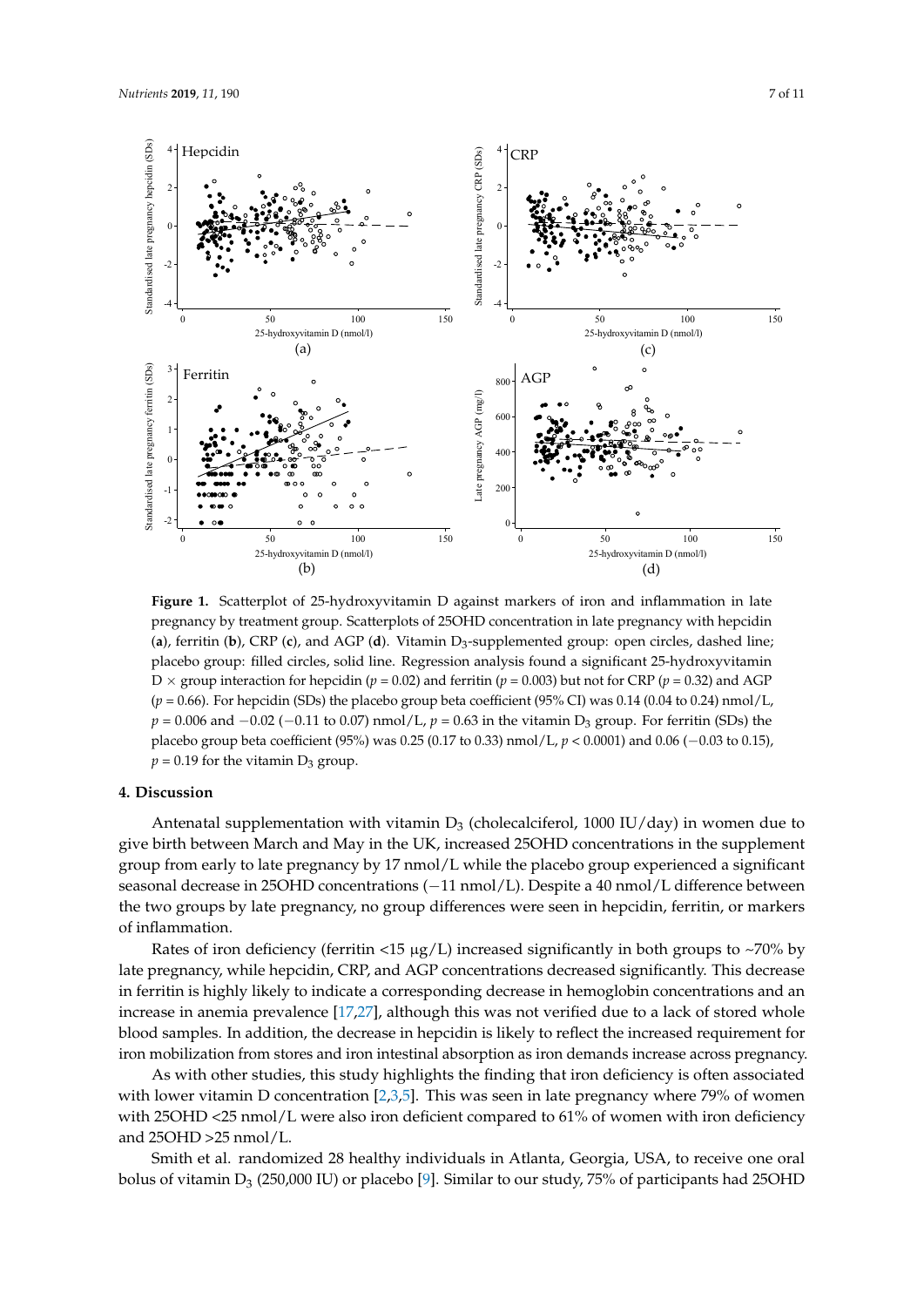**Figure 1.** Scatterplot of 25-hydroxyvitamin D against markers of iron and inflammation in late pregnancy by treatment group. Scatterplots of 25OHD concentration in late pregnancy with hepcidin (**a**), ferritin (**b**), CRP (**c**), and AGP (**d**). Vitamin $D_3$-supplemented group: open circles, dashed line; placebo group: filled circles, solid line. Regression analysis found a significant 25-hydroxyvitamin D × group interaction for hepcidin ($p = 0.02$) and ferritin ($p = 0.003$) but not for CRP ($p = 0.32$) and AGP ($p = 0.66$). For hepcidin (SDs) the placebo group beta coefficient (95% CI) was 0.14 (0.04 to 0.24) nmol/L, $p = 0.006$ and −0.02 (−0.11 to 0.07) nmol/L, $p = 0.63$ in the vitamin $D_3$ group. For ferritin (SDs) the placebo group beta coefficient (95%) was 0.25 (0.17 to 0.33) nmol/L, $p < 0.0001$) and 0.06 (−0.03 to 0.15), $p = 0.19$ for the vitamin $D_3$ group.

## 4. Discussion

Antenatal supplementation with vitamin $D_3$ (cholecalciferol, 1000 IU/day) in women due to give birth between March and May in the UK, increased 25OHD concentrations in the supplement group from early to late pregnancy by 17 nmol/L while the placebo group experienced a significant seasonal decrease in 25OHD concentrations (−11 nmol/L). Despite a 40 nmol/L difference between the two groups by late pregnancy, no group differences were seen in hepcidin, ferritin, or markers of inflammation.

Rates of iron deficiency (ferritin <15 µg/L) increased significantly in both groups to ~70% by late pregnancy, while hepcidin, CRP, and AGP concentrations decreased significantly. This decrease in ferritin is highly likely to indicate a corresponding decrease in hemoglobin concentrations and an increase in anemia prevalence [17,27], although this was not verified due to a lack of stored whole blood samples. In addition, the decrease in hepcidin is likely to reflect the increased requirement for iron mobilization from stores and iron intestinal absorption as iron demands increase across pregnancy.

As with other studies, this study highlights the finding that iron deficiency is often associated with lower vitamin D concentration [2,3,5]. This was seen in late pregnancy where 79% of women with 25OHD <25 nmol/L were also iron deficient compared to 61% of women with iron deficiency and 25OHD >25 nmol/L.

Smith et al. randomized 28 healthy individuals in Atlanta, Georgia, USA, to receive one oral bolus of vitamin $D_3$ (250,000 IU) or placebo [9]. Similar to our study, 75% of participants had 25OHD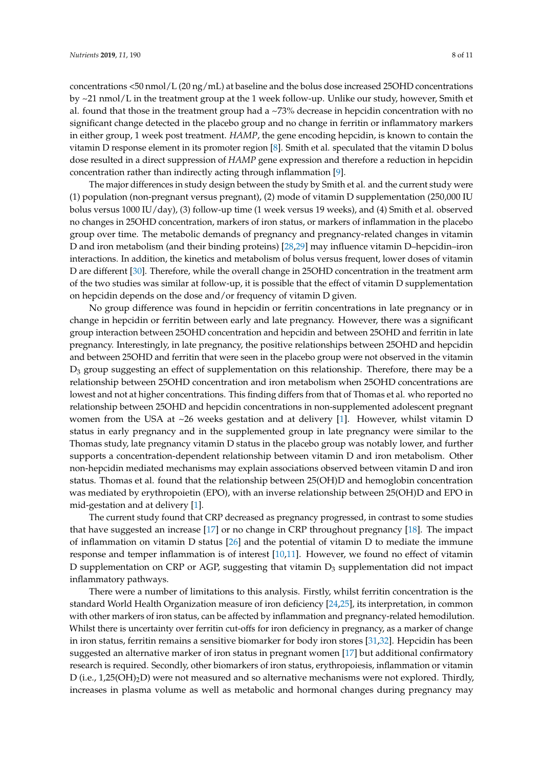concentrations <50 nmol/L (20 ng/mL) at baseline and the bolus dose increased 25OHD concentrations by ~21 nmol/L in the treatment group at the 1 week follow-up. Unlike our study, however, Smith et al. found that those in the treatment group had a ~73% decrease in hepcidin concentration with no significant change detected in the placebo group and no change in ferritin or inflammatory markers in either group, 1 week post treatment. *HAMP*, the gene encoding hepcidin, is known to contain the vitamin D response element in its promoter region [8]. Smith et al. speculated that the vitamin D bolus dose resulted in a direct suppression of *HAMP* gene expression and therefore a reduction in hepcidin concentration rather than indirectly acting through inflammation [9].

The major differences in study design between the study by Smith et al. and the current study were (1) population (non-pregnant versus pregnant), (2) mode of vitamin D supplementation (250,000 IU bolus versus 1000 IU/day), (3) follow-up time (1 week versus 19 weeks), and (4) Smith et al. observed no changes in 25OHD concentration, markers of iron status, or markers of inflammation in the placebo group over time. The metabolic demands of pregnancy and pregnancy-related changes in vitamin D and iron metabolism (and their binding proteins) [28,29] may influence vitamin D–hepcidin–iron interactions. In addition, the kinetics and metabolism of bolus versus frequent, lower doses of vitamin D are different [30]. Therefore, while the overall change in 25OHD concentration in the treatment arm of the two studies was similar at follow-up, it is possible that the effect of vitamin D supplementation on hepcidin depends on the dose and/or frequency of vitamin D given.

No group difference was found in hepcidin or ferritin concentrations in late pregnancy or in change in hepcidin or ferritin between early and late pregnancy. However, there was a significant group interaction between 25OHD concentration and hepcidin and between 25OHD and ferritin in late pregnancy. Interestingly, in late pregnancy, the positive relationships between 25OHD and hepcidin and between 25OHD and ferritin that were seen in the placebo group were not observed in the vitamin $D_3$ group suggesting an effect of supplementation on this relationship. Therefore, there may be a relationship between 25OHD concentration and iron metabolism when 25OHD concentrations are lowest and not at higher concentrations. This finding differs from that of Thomas et al. who reported no relationship between 25OHD and hepcidin concentrations in non-supplemented adolescent pregnant women from the USA at ~26 weeks gestation and at delivery [1]. However, whilst vitamin D status in early pregnancy and in the supplemented group in late pregnancy were similar to the Thomas study, late pregnancy vitamin D status in the placebo group was notably lower, and further supports a concentration-dependent relationship between vitamin D and iron metabolism. Other non-hepcidin mediated mechanisms may explain associations observed between vitamin D and iron status. Thomas et al. found that the relationship between 25(OH)D and hemoglobin concentration was mediated by erythropoietin (EPO), with an inverse relationship between 25(OH)D and EPO in mid-gestation and at delivery [1].

The current study found that CRP decreased as pregnancy progressed, in contrast to some studies that have suggested an increase [17] or no change in CRP throughout pregnancy [18]. The impact of inflammation on vitamin D status [26] and the potential of vitamin D to mediate the immune response and temper inflammation is of interest [10,11]. However, we found no effect of vitamin D supplementation on CRP or AGP, suggesting that vitamin $D_3$ supplementation did not impact inflammatory pathways.

There were a number of limitations to this analysis. Firstly, whilst ferritin concentration is the standard World Health Organization measure of iron deficiency [24,25], its interpretation, in common with other markers of iron status, can be affected by inflammation and pregnancy-related hemodilution. Whilst there is uncertainty over ferritin cut-offs for iron deficiency in pregnancy, as a marker of change in iron status, ferritin remains a sensitive biomarker for body iron stores [31,32]. Hepcidin has been suggested an alternative marker of iron status in pregnant women [17] but additional confirmatory research is required. Secondly, other biomarkers of iron status, erythropoiesis, inflammation or vitamin D (i.e., $1{,}25(OH)_2D$) were not measured and so alternative mechanisms were not explored. Thirdly, increases in plasma volume as well as metabolic and hormonal changes during pregnancy may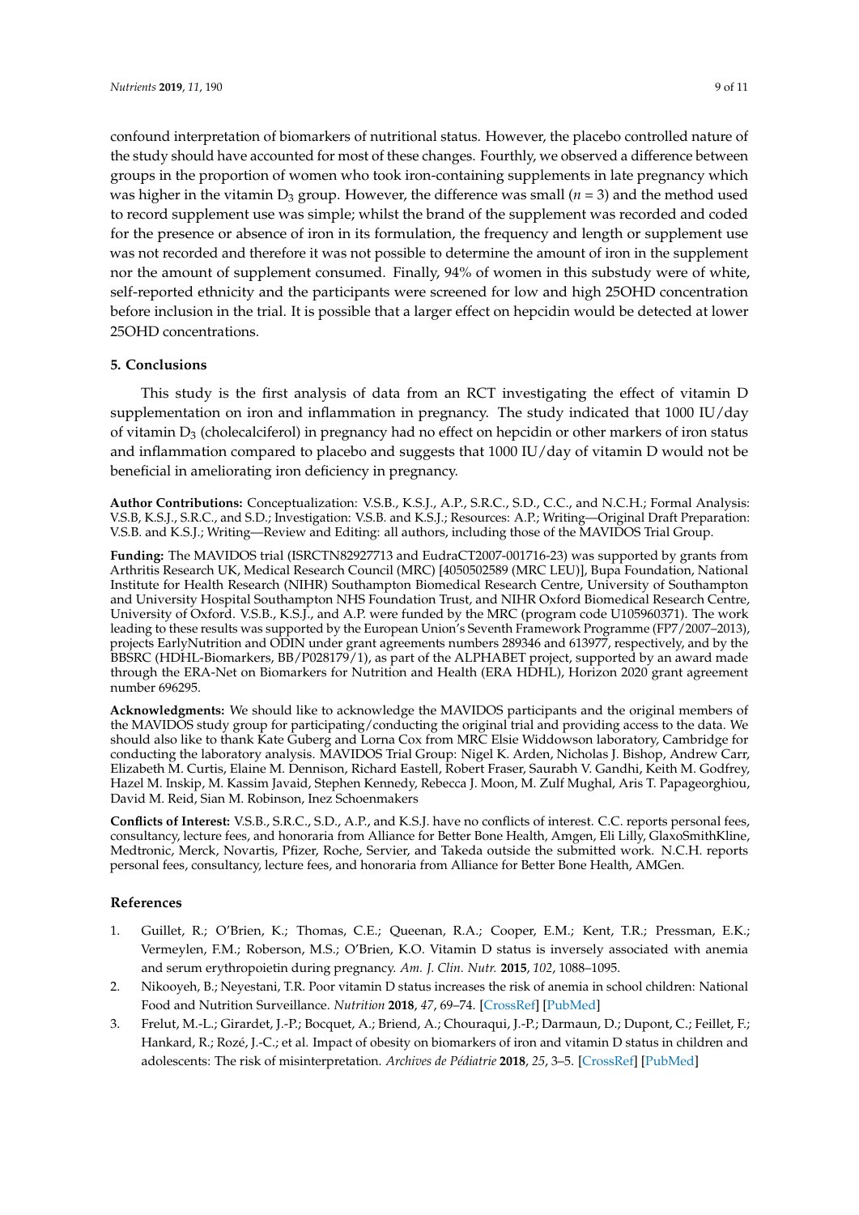confound interpretation of biomarkers of nutritional status. However, the placebo controlled nature of the study should have accounted for most of these changes. Fourthly, we observed a difference between groups in the proportion of women who took iron-containing supplements in late pregnancy which was higher in the vitamin $D_3$ group. However, the difference was small ($n = 3$) and the method used to record supplement use was simple; whilst the brand of the supplement was recorded and coded for the presence or absence of iron in its formulation, the frequency and length or supplement use was not recorded and therefore it was not possible to determine the amount of iron in the supplement nor the amount of supplement consumed. Finally, 94% of women in this substudy were of white, self-reported ethnicity and the participants were screened for low and high 25OHD concentration before inclusion in the trial. It is possible that a larger effect on hepcidin would be detected at lower 25OHD concentrations.

## 5. Conclusions

This study is the first analysis of data from an RCT investigating the effect of vitamin D supplementation on iron and inflammation in pregnancy. The study indicated that 1000 IU/day of vitamin $D_3$ (cholecalciferol) in pregnancy had no effect on hepcidin or other markers of iron status and inflammation compared to placebo and suggests that 1000 IU/day of vitamin D would not be beneficial in ameliorating iron deficiency in pregnancy.

**Author Contributions:** Conceptualization: V.S.B., K.S.J., A.P., S.R.C., S.D., C.C., and N.C.H.; Formal Analysis: V.S.B, K.S.J., S.R.C., and S.D.; Investigation: V.S.B. and K.S.J.; Resources: A.P.; Writing—Original Draft Preparation: V.S.B. and K.S.J.; Writing—Review and Editing: all authors, including those of the MAVIDOS Trial Group.

**Funding:** The MAVIDOS trial (ISRCTN82927713 and EudraCT2007-001716-23) was supported by grants from Arthritis Research UK, Medical Research Council (MRC) [4050502589 (MRC LEU)], Bupa Foundation, National Institute for Health Research (NIHR) Southampton Biomedical Research Centre, University of Southampton and University Hospital Southampton NHS Foundation Trust, and NIHR Oxford Biomedical Research Centre, University of Oxford. V.S.B., K.S.J., and A.P. were funded by the MRC (program code U105960371). The work leading to these results was supported by the European Union's Seventh Framework Programme (FP7/2007–2013), projects EarlyNutrition and ODIN under grant agreements numbers 289346 and 613977, respectively, and by the BBSRC (HDHL-Biomarkers, BB/P028179/1), as part of the ALPHABET project, supported by an award made through the ERA-Net on Biomarkers for Nutrition and Health (ERA HDHL), Horizon 2020 grant agreement number 696295.

**Acknowledgments:** We should like to acknowledge the MAVIDOS participants and the original members of the MAVIDOS study group for participating/conducting the original trial and providing access to the data. We should also like to thank Kate Guberg and Lorna Cox from MRC Elsie Widdowson laboratory, Cambridge for conducting the laboratory analysis. MAVIDOS Trial Group: Nigel K. Arden, Nicholas J. Bishop, Andrew Carr, Elizabeth M. Curtis, Elaine M. Dennison, Richard Eastell, Robert Fraser, Saurabh V. Gandhi, Keith M. Godfrey, Hazel M. Inskip, M. Kassim Javaid, Stephen Kennedy, Rebecca J. Moon, M. Zulf Mughal, Aris T. Papageorghiou, David M. Reid, Sian M. Robinson, Inez Schoenmakers

**Conflicts of Interest:** V.S.B., S.R.C., S.D., A.P., and K.S.J. have no conflicts of interest. C.C. reports personal fees, consultancy, lecture fees, and honoraria from Alliance for Better Bone Health, Amgen, Eli Lilly, GlaxoSmithKline, Medtronic, Merck, Novartis, Pfizer, Roche, Servier, and Takeda outside the submitted work. N.C.H. reports personal fees, consultancy, lecture fees, and honoraria from Alliance for Better Bone Health, AMGen.

## References

1. Guillet, R.; O'Brien, K.; Thomas, C.E.; Queenan, R.A.; Cooper, E.M.; Kent, T.R.; Pressman, E.K.; Vermeylen, F.M.; Roberson, M.S.; O'Brien, K.O. Vitamin D status is inversely associated with anemia and serum erythropoietin during pregnancy. *Am. J. Clin. Nutr.* **2015**, *102*, 1088–1095.
2. Nikooyeh, B.; Neyestani, T.R. Poor vitamin D status increases the risk of anemia in school children: National Food and Nutrition Surveillance. *Nutrition* **2018**, *47*, 69–74. [CrossRef] [PubMed]
3. Frelut, M.-L.; Girardet, J.-P.; Bocquet, A.; Briend, A.; Chouraqui, J.-P.; Darmaun, D.; Dupont, C.; Feillet, F.; Hankard, R.; Rozé, J.-C.; et al. Impact of obesity on biomarkers of iron and vitamin D status in children and adolescents: The risk of misinterpretation. *Archives de Pédiatrie* **2018**, *25*, 3–5. [CrossRef] [PubMed]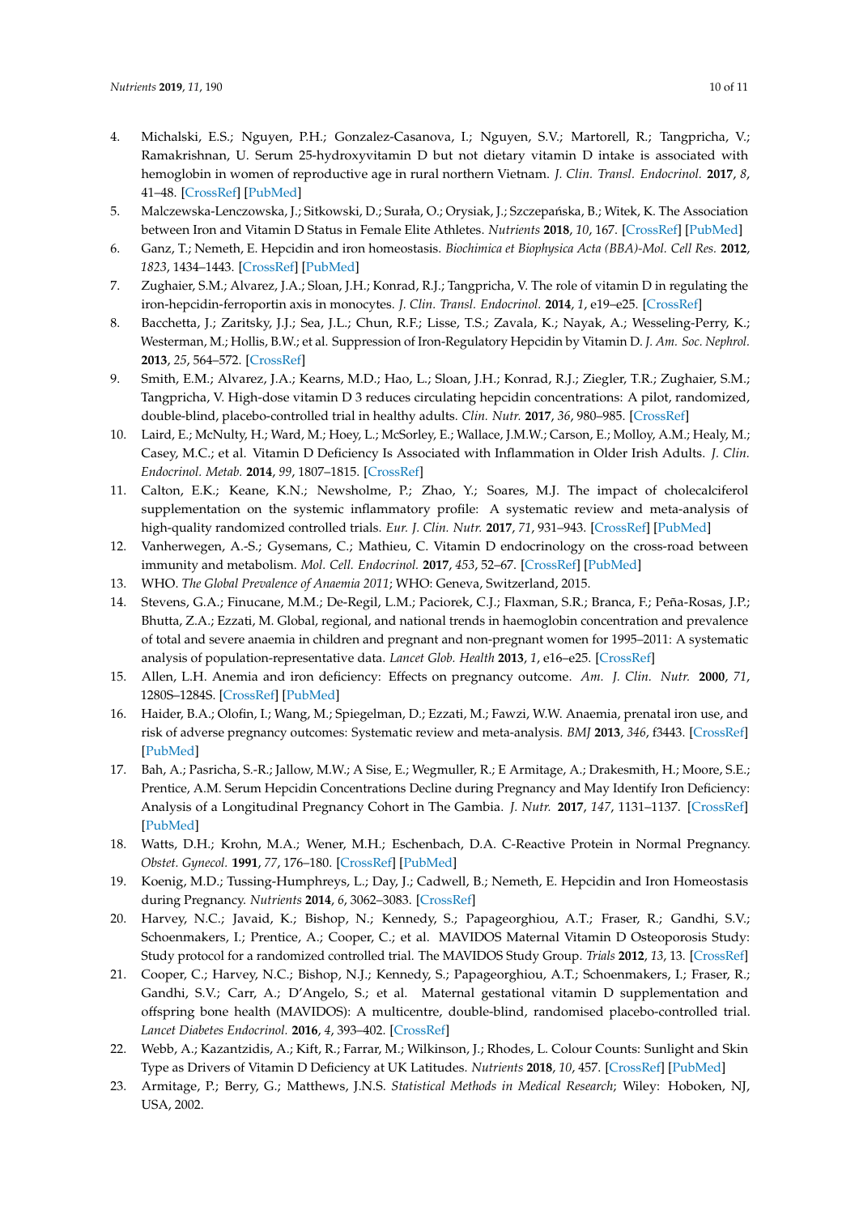4. Michalski, E.S.; Nguyen, P.H.; Gonzalez-Casanova, I.; Nguyen, S.V.; Martorell, R.; Tangpricha, V.; Ramakrishnan, U. Serum 25-hydroxyvitamin D but not dietary vitamin D intake is associated with hemoglobin in women of reproductive age in rural northern Vietnam. *J. Clin. Transl. Endocrinol.* **2017**, *8*, 41–48. [CrossRef] [PubMed]
5. Malczewska-Lenczowska, J.; Sitkowski, D.; Surała, O.; Orysiak, J.; Szczepańska, B.; Witek, K. The Association between Iron and Vitamin D Status in Female Elite Athletes. *Nutrients* **2018**, *10*, 167. [CrossRef] [PubMed]
6. Ganz, T.; Nemeth, E. Hepcidin and iron homeostasis. *Biochimica et Biophysica Acta (BBA)-Mol. Cell Res.* **2012**, *1823*, 1434–1443. [CrossRef] [PubMed]
7. Zughaier, S.M.; Alvarez, J.A.; Sloan, J.H.; Konrad, R.J.; Tangpricha, V. The role of vitamin D in regulating the iron-hepcidin-ferroportin axis in monocytes. *J. Clin. Transl. Endocrinol.* **2014**, *1*, e19–e25. [CrossRef]
8. Bacchetta, J.; Zaritsky, J.J.; Sea, J.L.; Chun, R.F.; Lisse, T.S.; Zavala, K.; Nayak, A.; Wesseling-Perry, K.; Westerman, M.; Hollis, B.W.; et al. Suppression of Iron-Regulatory Hepcidin by Vitamin D. *J. Am. Soc. Nephrol.* **2013**, *25*, 564–572. [CrossRef]
9. Smith, E.M.; Alvarez, J.A.; Kearns, M.D.; Hao, L.; Sloan, J.H.; Konrad, R.J.; Ziegler, T.R.; Zughaier, S.M.; Tangpricha, V. High-dose vitamin D 3 reduces circulating hepcidin concentrations: A pilot, randomized, double-blind, placebo-controlled trial in healthy adults. *Clin. Nutr.* **2017**, *36*, 980–985. [CrossRef]
10. Laird, E.; McNulty, H.; Ward, M.; Hoey, L.; McSorley, E.; Wallace, J.M.W.; Carson, E.; Molloy, A.M.; Healy, M.; Casey, M.C.; et al. Vitamin D Deficiency Is Associated with Inflammation in Older Irish Adults. *J. Clin. Endocrinol. Metab.* **2014**, *99*, 1807–1815. [CrossRef]
11. Calton, E.K.; Keane, K.N.; Newsholme, P.; Zhao, Y.; Soares, M.J. The impact of cholecalciferol supplementation on the systemic inflammatory profile: A systematic review and meta-analysis of high-quality randomized controlled trials. *Eur. J. Clin. Nutr.* **2017**, *71*, 931–943. [CrossRef] [PubMed]
12. Vanherwegen, A.-S.; Gysemans, C.; Mathieu, C. Vitamin D endocrinology on the cross-road between immunity and metabolism. *Mol. Cell. Endocrinol.* **2017**, *453*, 52–67. [CrossRef] [PubMed]
13. WHO. *The Global Prevalence of Anaemia 2011*; WHO: Geneva, Switzerland, 2015.
14. Stevens, G.A.; Finucane, M.M.; De-Regil, L.M.; Paciorek, C.J.; Flaxman, S.R.; Branca, F.; Peña-Rosas, J.P.; Bhutta, Z.A.; Ezzati, M. Global, regional, and national trends in haemoglobin concentration and prevalence of total and severe anaemia in children and pregnant and non-pregnant women for 1995–2011: A systematic analysis of population-representative data. *Lancet Glob. Health* **2013**, *1*, e16–e25. [CrossRef]
15. Allen, L.H. Anemia and iron deficiency: Effects on pregnancy outcome. *Am. J. Clin. Nutr.* **2000**, *71*, 1280S–1284S. [CrossRef] [PubMed]
16. Haider, B.A.; Olofin, I.; Wang, M.; Spiegelman, D.; Ezzati, M.; Fawzi, W.W. Anaemia, prenatal iron use, and risk of adverse pregnancy outcomes: Systematic review and meta-analysis. *BMJ* **2013**, *346*, f3443. [CrossRef] [PubMed]
17. Bah, A.; Pasricha, S.-R.; Jallow, M.W.; A Sise, E.; Wegmuller, R.; E Armitage, A.; Drakesmith, H.; Moore, S.E.; Prentice, A.M. Serum Hepcidin Concentrations Decline during Pregnancy and May Identify Iron Deficiency: Analysis of a Longitudinal Pregnancy Cohort in The Gambia. *J. Nutr.* **2017**, *147*, 1131–1137. [CrossRef] [PubMed]
18. Watts, D.H.; Krohn, M.A.; Wener, M.H.; Eschenbach, D.A. C-Reactive Protein in Normal Pregnancy. *Obstet. Gynecol.* **1991**, *77*, 176–180. [CrossRef] [PubMed]
19. Koenig, M.D.; Tussing-Humphreys, L.; Day, J.; Cadwell, B.; Nemeth, E. Hepcidin and Iron Homeostasis during Pregnancy. *Nutrients* **2014**, *6*, 3062–3083. [CrossRef]
20. Harvey, N.C.; Javaid, K.; Bishop, N.; Kennedy, S.; Papageorghiou, A.T.; Fraser, R.; Gandhi, S.V.; Schoenmakers, I.; Prentice, A.; Cooper, C.; et al. MAVIDOS Maternal Vitamin D Osteoporosis Study: Study protocol for a randomized controlled trial. The MAVIDOS Study Group. *Trials* **2012**, *13*, 13. [CrossRef]
21. Cooper, C.; Harvey, N.C.; Bishop, N.J.; Kennedy, S.; Papageorghiou, A.T.; Schoenmakers, I.; Fraser, R.; Gandhi, S.V.; Carr, A.; D'Angelo, S.; et al. Maternal gestational vitamin D supplementation and offspring bone health (MAVIDOS): A multicentre, double-blind, randomised placebo-controlled trial. *Lancet Diabetes Endocrinol.* **2016**, *4*, 393–402. [CrossRef]
22. Webb, A.; Kazantzidis, A.; Kift, R.; Farrar, M.; Wilkinson, J.; Rhodes, L. Colour Counts: Sunlight and Skin Type as Drivers of Vitamin D Deficiency at UK Latitudes. *Nutrients* **2018**, *10*, 457. [CrossRef] [PubMed]
23. Armitage, P.; Berry, G.; Matthews, J.N.S. *Statistical Methods in Medical Research*; Wiley: Hoboken, NJ, USA, 2002.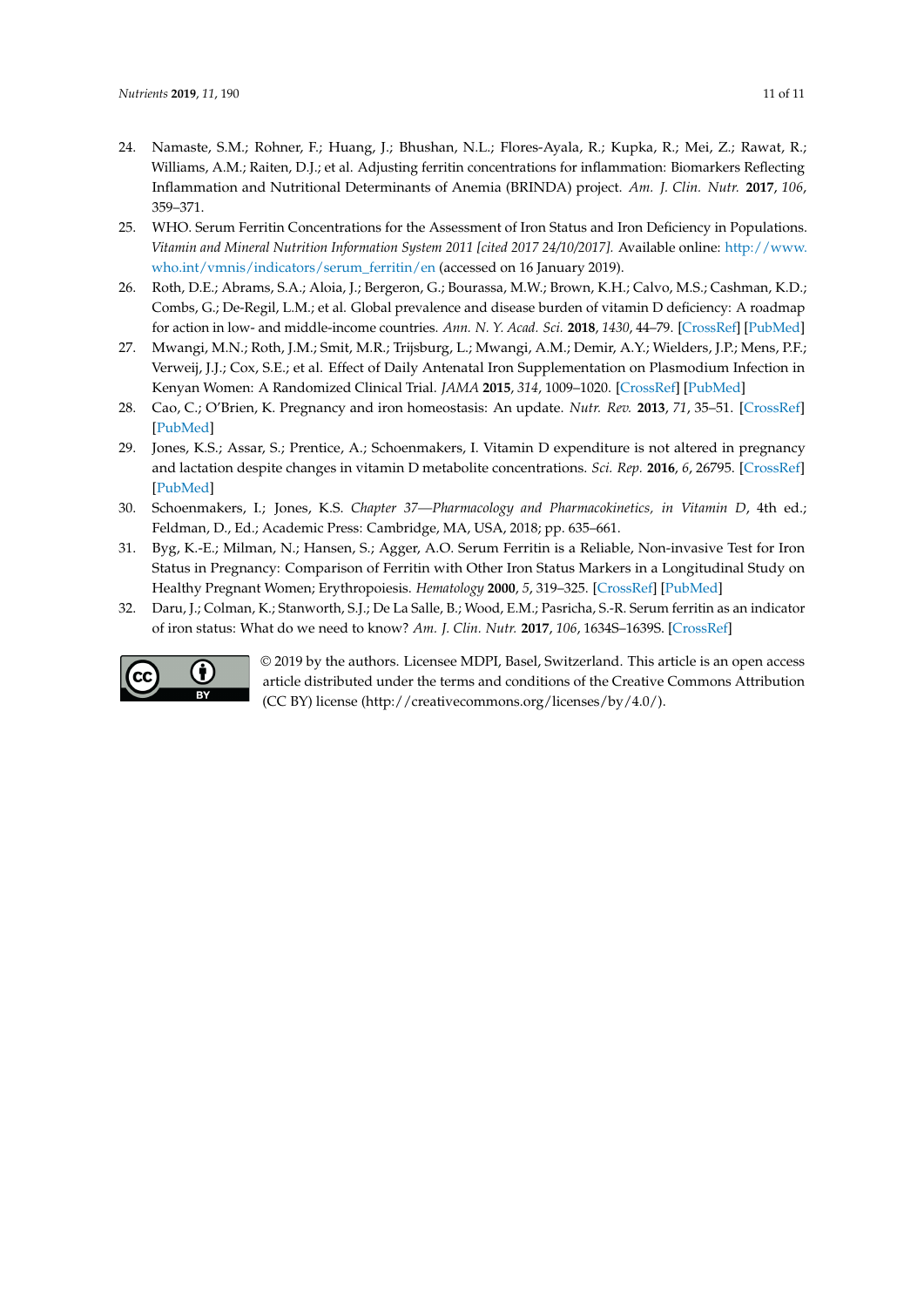24. Namaste, S.M.; Rohner, F.; Huang, J.; Bhushan, N.L.; Flores-Ayala, R.; Kupka, R.; Mei, Z.; Rawat, R.; Williams, A.M.; Raiten, D.J.; et al. Adjusting ferritin concentrations for inflammation: Biomarkers Reflecting Inflammation and Nutritional Determinants of Anemia (BRINDA) project. *Am. J. Clin. Nutr.* **2017**, *106*, 359–371.
25. WHO. Serum Ferritin Concentrations for the Assessment of Iron Status and Iron Deficiency in Populations. *Vitamin and Mineral Nutrition Information System 2011 [cited 2017 24/10/2017].* Available online: http://www.who.int/vmnis/indicators/serum_ferritin/en (accessed on 16 January 2019).
26. Roth, D.E.; Abrams, S.A.; Aloia, J.; Bergeron, G.; Bourassa, M.W.; Brown, K.H.; Calvo, M.S.; Cashman, K.D.; Combs, G.; De-Regil, L.M.; et al. Global prevalence and disease burden of vitamin D deficiency: A roadmap for action in low- and middle-income countries. *Ann. N. Y. Acad. Sci.* **2018**, *1430*, 44–79. [CrossRef] [PubMed]
27. Mwangi, M.N.; Roth, J.M.; Smit, M.R.; Trijsburg, L.; Mwangi, A.M.; Demir, A.Y.; Wielders, J.P.; Mens, P.F.; Verweij, J.J.; Cox, S.E.; et al. Effect of Daily Antenatal Iron Supplementation on Plasmodium Infection in Kenyan Women: A Randomized Clinical Trial. *JAMA* **2015**, *314*, 1009–1020. [CrossRef] [PubMed]
28. Cao, C.; O'Brien, K. Pregnancy and iron homeostasis: An update. *Nutr. Rev.* **2013**, *71*, 35–51. [CrossRef] [PubMed]
29. Jones, K.S.; Assar, S.; Prentice, A.; Schoenmakers, I. Vitamin D expenditure is not altered in pregnancy and lactation despite changes in vitamin D metabolite concentrations. *Sci. Rep.* **2016**, *6*, 26795. [CrossRef] [PubMed]
30. Schoenmakers, I.; Jones, K.S. *Chapter 37—Pharmacology and Pharmacokinetics, in Vitamin D*, 4th ed.; Feldman, D., Ed.; Academic Press: Cambridge, MA, USA, 2018; pp. 635–661.
31. Byg, K.-E.; Milman, N.; Hansen, S.; Agger, A.O. Serum Ferritin is a Reliable, Non-invasive Test for Iron Status in Pregnancy: Comparison of Ferritin with Other Iron Status Markers in a Longitudinal Study on Healthy Pregnant Women; Erythropoiesis. *Hematology* **2000**, *5*, 319–325. [CrossRef] [PubMed]
32. Daru, J.; Colman, K.; Stanworth, S.J.; De La Salle, B.; Wood, E.M.; Pasricha, S.-R. Serum ferritin as an indicator of iron status: What do we need to know? *Am. J. Clin. Nutr.* **2017**, *106*, 1634S–1639S. [CrossRef]

© 2019 by the authors. Licensee MDPI, Basel, Switzerland. This article is an open access article distributed under the terms and conditions of the Creative Commons Attribution (CC BY) license (http://creativecommons.org/licenses/by/4.0/).